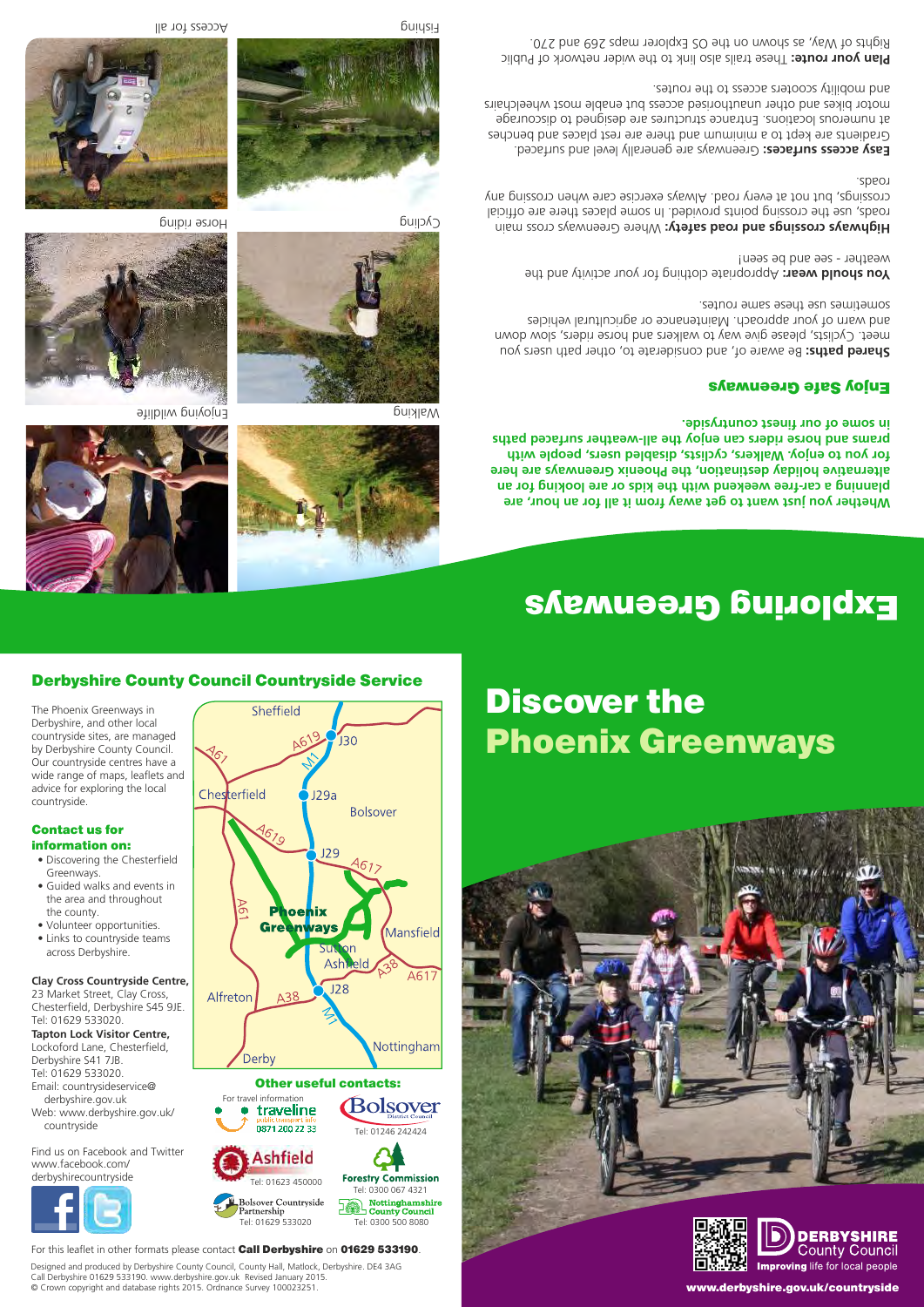# Exploring Greenways

**Whether you just want to get away from it all for an hour, are planning a car-free weekend with the kids or are looking for an alternative holiday destination, the Phoenix Greenways are here for you to enjoy. Walkers, cyclists, disabled users, people with prams and horse riders can enjoy the all-weather surfaced paths in some of our finest countryside.**

## Enjoy Safe Greenways

**Shared paths:** Be aware of, and considerate to, other path users you meet. Cyclists, please give way to walkers and horse riders, slow down and warn of your approach. Maintenance or agricultural vehicles sometimes use these same routes.

**You should wear:** Appropriate clothing for your activity and the weather - see and be seen!

**Highways crossings and road safety:** Where Greenways cross main roads, use the crossing points provided. In some places there are official crossings, but not at every road. Always exercise care when crossing any roads.

**Easy access surfaces:** Greenways are generally level and surfaced. Gradients are kept to a minimum and there are rest places and benches at numerous locations. Entrance structures are designed to discourage motor bikes and other unauthorised access but enable most wheelchairs and mobility scooters access to the routes.

**Plan your route:** These trails also link to the wider network of Public Rights of Way, as shown on the OS Explorer maps 269 and 270.

Walking

Cycling

Fishing

Enjoying wildlife

Horse riding

Access for all

## Derbyshire County Council Countryside Service

The Phoenix Greenways in Derbyshire, and other local countryside sites, are managed by Derbyshire County Council. Our countryside centres have a wide range of maps, leaflets and advice for exploring the local countryside.

### Contact us for information on:

- Discovering the Chesterfield Greenways.
- Guided walks and events in the area and throughout the county.
- Volunteer opportunities.
- Links to countryside teams across Derbyshire.

**Clay Cross Countryside Centre,** 23 Market Street, Clay Cross, Chesterfield, Derbyshire S45 9JE. Tel: 01629 533020.

**Tapton Lock Visitor Centre,** Lockoford Lane, Chesterfield, Derbyshire S41 7JB. Tel: 01629 533020.

Email: countrysideservice@derbyshire.gov.uk

Web: www.derbyshire.gov.uk/countryside

Find us on Facebook and Twitter www.facebook.com/derbyshirecountryside

Sheffield, A619, J30, A61, M1, Chesterfield, J29a, Bolsover, A619, J29, A617, Phoenix Greenways, A61, Mansfield, Sutton Ashfield, A38, A617, J28, A38, Alfreton, M1, Nottingham, Derby

### Other useful contacts:

For travel information: traveline public transport info 0871 200 22 33

Bolsover District Council Tel: 01246 242424

Ashfield Tel: 01623 450000

Forestry Commission Tel: 0300 067 4321

Bolsover Countryside Partnership Tel: 01629 533020

Nottinghamshire County Council Tel: 0300 500 8080

For this leaflet in other formats please contact **Call Derbyshire** on **01629 533190**.

Designed and produced by Derbyshire County Council, County Hall, Matlock, Derbyshire. DE4 3AG
Call Derbyshire 01629 533190. www.derbyshire.gov.uk Revised January 2015.
© Crown copyright and database rights 2015. Ordnance Survey 100023251.

# Discover the Phoenix Greenways

DERBYSHIRE County Council
**Improving** life for local people

www.derbyshire.gov.uk/countryside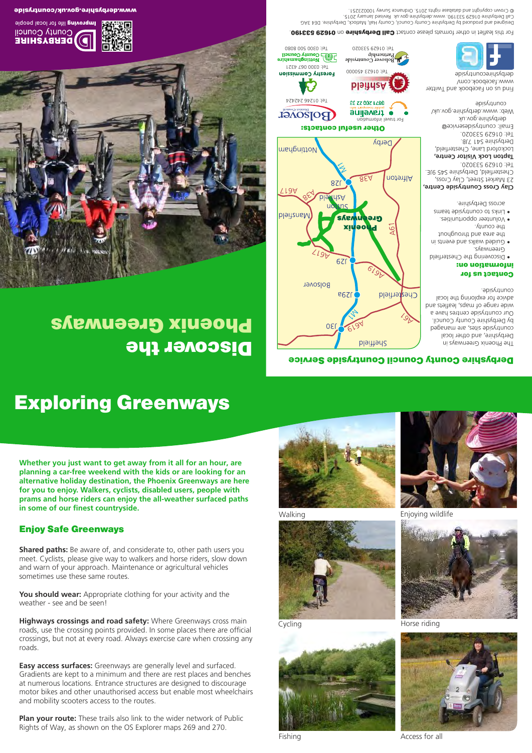# Exploring Greenways

**Whether you just want to get away from it all for an hour, are planning a car-free weekend with the kids or are looking for an alternative holiday destination, the Phoenix Greenways are here for you to enjoy. Walkers, cyclists, disabled users, people with prams and horse riders can enjoy the all-weather surfaced paths in some of our finest countryside.**

## Enjoy Safe Greenways

**Shared paths:** Be aware of, and considerate to, other path users you meet. Cyclists, please give way to walkers and horse riders, slow down and warn of your approach. Maintenance or agricultural vehicles sometimes use these same routes.

**You should wear:** Appropriate clothing for your activity and the weather - see and be seen!

**Highways crossings and road safety:** Where Greenways cross main roads, use the crossing points provided. In some places there are official crossings, but not at every road. Always exercise care when crossing any roads.

**Easy access surfaces:** Greenways are generally level and surfaced. Gradients are kept to a minimum and there are rest places and benches at numerous locations. Entrance structures are designed to discourage motor bikes and other unauthorised access but enable most wheelchairs and mobility scooters access to the routes.

**Plan your route:** These trails also link to the wider network of Public Rights of Way, as shown on the OS Explorer maps 269 and 270.

Walking

Enjoying wildlife

Cycling

Horse riding

Fishing

Access for all

# Discover the Phoenix Greenways

Derbyshire County Council — Improving life for local people

www.derbyshire.gov.uk/countryside

## Derbyshire County Council Countryside Service

The Phoenix Greenways in Derbyshire, and other local countryside sites, are managed by Derbyshire County Council. Our countryside centres have a wide range of maps, leaflets and advice for exploring the local countryside.

**Contact us for information on:**

- Discovering the Chesterfield Greenways
- Guided walks and events in the area and throughout the county.
- Volunteer opportunities.
- Links to countryside teams across Derbyshire.

**Clay Cross Countryside Centre,** 23 Market Street, Clay Cross, Chesterfield, Derbyshire S45 9JE. Tel: 01629 533020.

**Tapton Lock Visitor Centre,** Lockoford Lane, Chesterfield, Derbyshire S41 7JB. Tel: 01629 533020.

Email: countrysideservice@derbyshire.gov.uk

Web: www.derbyshire.gov.uk/countryside

Find us on Facebook and Twitter www.facebook.com/derbyshirecountryside

Sheffield, Chesterfield, Bolsover, Mansfield, Sutton in Ashfield, Alfreton, Nottingham, Derby, Phoenix Greenways, M1, J28, J29, J29a, J30, A61, A617, A619, A38

**Other useful contacts:**

For travel information: traveline 0871 200 22 33

Bolsover District Council Tel: 01246 242424

Ashfield Tel: 01623 450000

Forestry Commission Tel: 0300 067 4321

Bolsover Countryside Partnership Tel: 01629 533020

Nottinghamshire County Council Tel: 0300 500 8080

For this leaflet in other formats please contact **Call Derbyshire** on **01629 533190.**

Designed and produced by Derbyshire County Council, County Hall, Matlock, Derbyshire. DE4 3AG Call Derbyshire 01629 533190. www.derbyshire.gov.uk. Revised January 2015.

© Crown copyright and database rights 2015. Ordnance Survey 100023251.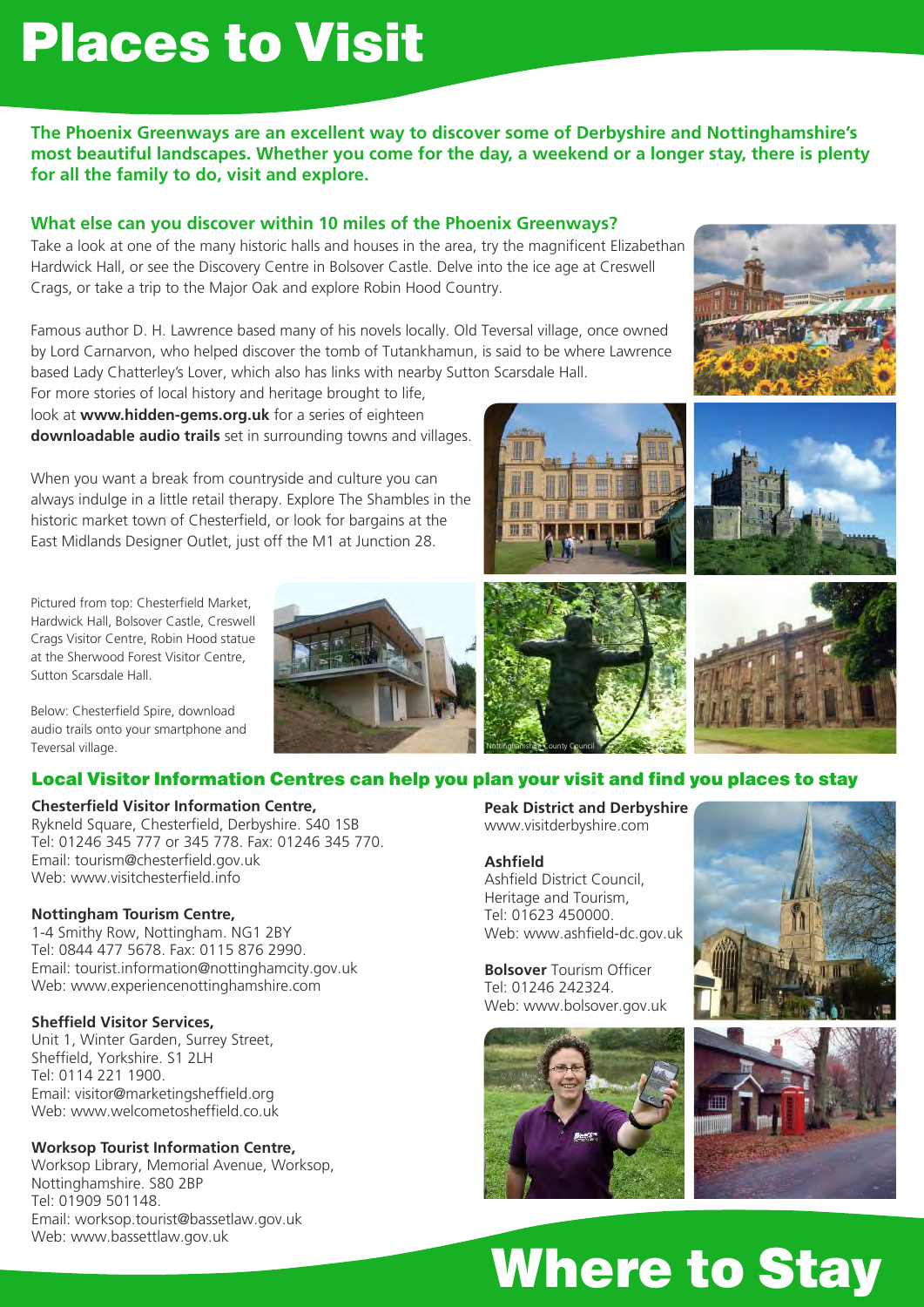# Places to Visit

**The Phoenix Greenways are an excellent way to discover some of Derbyshire and Nottinghamshire's most beautiful landscapes. Whether you come for the day, a weekend or a longer stay, there is plenty for all the family to do, visit and explore.**

## What else can you discover within 10 miles of the Phoenix Greenways?

Take a look at one of the many historic halls and houses in the area, try the magnificent Elizabethan Hardwick Hall, or see the Discovery Centre in Bolsover Castle. Delve into the ice age at Creswell Crags, or take a trip to the Major Oak and explore Robin Hood Country.

Famous author D. H. Lawrence based many of his novels locally. Old Teversal village, once owned by Lord Carnarvon, who helped discover the tomb of Tutankhamun, is said to be where Lawrence based Lady Chatterley's Lover, which also has links with nearby Sutton Scarsdale Hall. For more stories of local history and heritage brought to life, look at **www.hidden-gems.org.uk** for a series of eighteen **downloadable audio trails** set in surrounding towns and villages.

When you want a break from countryside and culture you can always indulge in a little retail therapy. Explore The Shambles in the historic market town of Chesterfield, or look for bargains at the East Midlands Designer Outlet, just off the M1 at Junction 28.

Pictured from top: Chesterfield Market, Hardwick Hall, Bolsover Castle, Creswell Crags Visitor Centre, Robin Hood statue at the Sherwood Forest Visitor Centre, Sutton Scarsdale Hall.

Below: Chesterfield Spire, download audio trails onto your smartphone and Teversal village.

Nottinghamshire County Council

## Local Visitor Information Centres can help you plan your visit and find you places to stay

**Chesterfield Visitor Information Centre,**
Rykneld Square, Chesterfield, Derbyshire. S40 1SB
Tel: 01246 345 777 or 345 778. Fax: 01246 345 770.
Email: tourism@chesterfield.gov.uk
Web: www.visitchesterfield.info

**Nottingham Tourism Centre,**
1-4 Smithy Row, Nottingham. NG1 2BY
Tel: 0844 477 5678. Fax: 0115 876 2990.
Email: tourist.information@nottinghamcity.gov.uk
Web: www.experiencenottinghamshire.com

**Sheffield Visitor Services,**
Unit 1, Winter Garden, Surrey Street, Sheffield, Yorkshire. S1 2LH
Tel: 0114 221 1900.
Email: visitor@marketingsheffield.org
Web: www.welcometosheffield.co.uk

**Worksop Tourist Information Centre,**
Worksop Library, Memorial Avenue, Worksop, Nottinghamshire. S80 2BP
Tel: 01909 501148.
Email: worksop.tourist@bassetlaw.gov.uk
Web: www.bassettlaw.gov.uk

**Peak District and Derbyshire**
www.visitderbyshire.com

**Ashfield**
Ashfield District Council, Heritage and Tourism,
Tel: 01623 450000.
Web: www.ashfield-dc.gov.uk

**Bolsover** Tourism Officer
Tel: 01246 242324.
Web: www.bolsover.gov.uk

# Where to Stay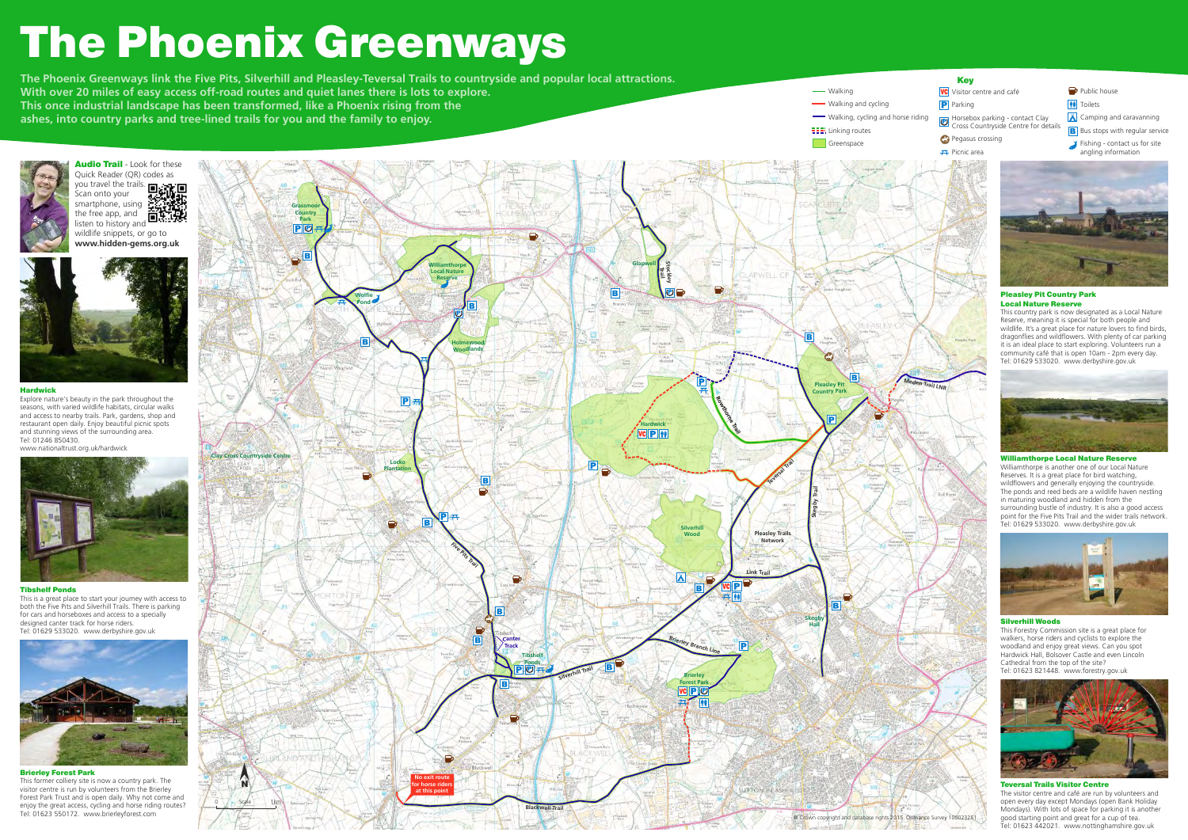# The Phoenix Greenways

**The Phoenix Greenways link the Five Pits, Silverhill and Pleasley-Teversal Trails to countryside and popular local attractions. With over 20 miles of easy access off-road routes and quiet lanes there is lots to explore. This once industrial landscape has been transformed, like a Phoenix rising from the ashes, into country parks and tree-lined trails for you and the family to enjoy.**

## Key

- Walking
- Walking and cycling
- Walking, cycling and horse riding
- Linking routes
- Greenspace
- VC Visitor centre and café
- P Parking
- Horsebox parking - contact Clay Cross Countryside Centre for details
- Pegasus crossing
- Picnic area
- Public house
- Toilets
- Camping and caravanning
- B Bus stops with regular service
- Fishing - contact us for site angling information

**Audio Trail** - Look for these Quick Reader (QR) codes as you travel the trails. Scan onto your smartphone, using the free app, and listen to history and wildlife snippets, or go to **www.hidden-gems.org.uk**

### Hardwick

Explore nature's beauty in the park throughout the seasons, with varied wildlife habitats, circular walks and access to nearby trails. Park, gardens, shop and restaurant open daily. Enjoy beautiful picnic spots and stunning views of the surrounding area.
Tel: 01246 850430.
www.nationaltrust.org.uk/hardwick

### Tibshelf Ponds

This is a great place to start your journey with access to both the Five Pits and Silverhill Trails. There is parking for cars and horseboxes and access to a specially designed canter track for horse riders.
Tel: 01629 533020. www.derbyshire.gov.uk

### Brierley Forest Park

This former colliery site is now a country park. The visitor centre is run by volunteers from the Brierley Forest Park Trust and is open daily. Why not come and enjoy the great access, cycling and horse riding routes?
Tel: 01623 550172. www.brierleyforest.com

### Pleasley Pit Country Park Local Nature Reserve

This country park is now designated as a Local Nature Reserve, meaning it is special for both people and wildlife. It's a great place for nature lovers to find birds, dragonflies and wildflowers. With plenty of car parking it is an ideal place to start exploring. Volunteers run a community café that is open 10am - 2pm every day.
Tel: 01629 533020. www.derbyshire.gov.uk

### Williamthorpe Local Nature Reserve

Williamthorpe is another one of our Local Nature Reserves. It is a great place for bird watching, wildflowers and generally enjoying the countryside. The ponds and reed beds are a wildlife haven nestling in maturing woodland and hidden from the surrounding bustle of industry. It is also a good access point for the Five Pits Trail and the wider trails network.
Tel: 01629 533020. www.derbyshire.gov.uk

### Silverhill Woods

This Forestry Commission site is a great place for walkers, horse riders and cyclists to explore the woodland and enjoy great views. Can you spot Hardwick Hall, Bolsover Castle and even Lincoln Cathedral from the top of the site?
Tel: 01623 821448. www.forestry.gov.uk

### Teversal Trails Visitor Centre

The visitor centre and café are run by volunteers and open every day except Mondays (open Bank Holiday Mondays). With lots of space for parking it is another good starting point and great for a cup of tea.
Tel: 01623 442021. www.nottinghamshire.gov.uk

Grassmoor Country Park
Williamthorpe Local Nature Reserve
Wolfie Pond
Holmewood Woodlands
Glapwell
Stockley Trail
Clay Cross Countryside Centre
Locko Plantation
Hardwick
Rowthorne Trail
Pleasley Pit Country Park
Meden Trail LNR
Teversal Trail
Skegby Trail
Silverhill Wood
Pleasley Trails Network
Link Trail
Skegby Hall
Five Pits Trail
Tibshelf Ponds
Canter Track
Silverhill Trail
Brierley Branch Line
Brierley Forest Park
No exit route for horse riders at this point
Blackwell Trail

Scale 0 1km

© Crown copyright and database rights 2015. Ordnance Survey 100023251